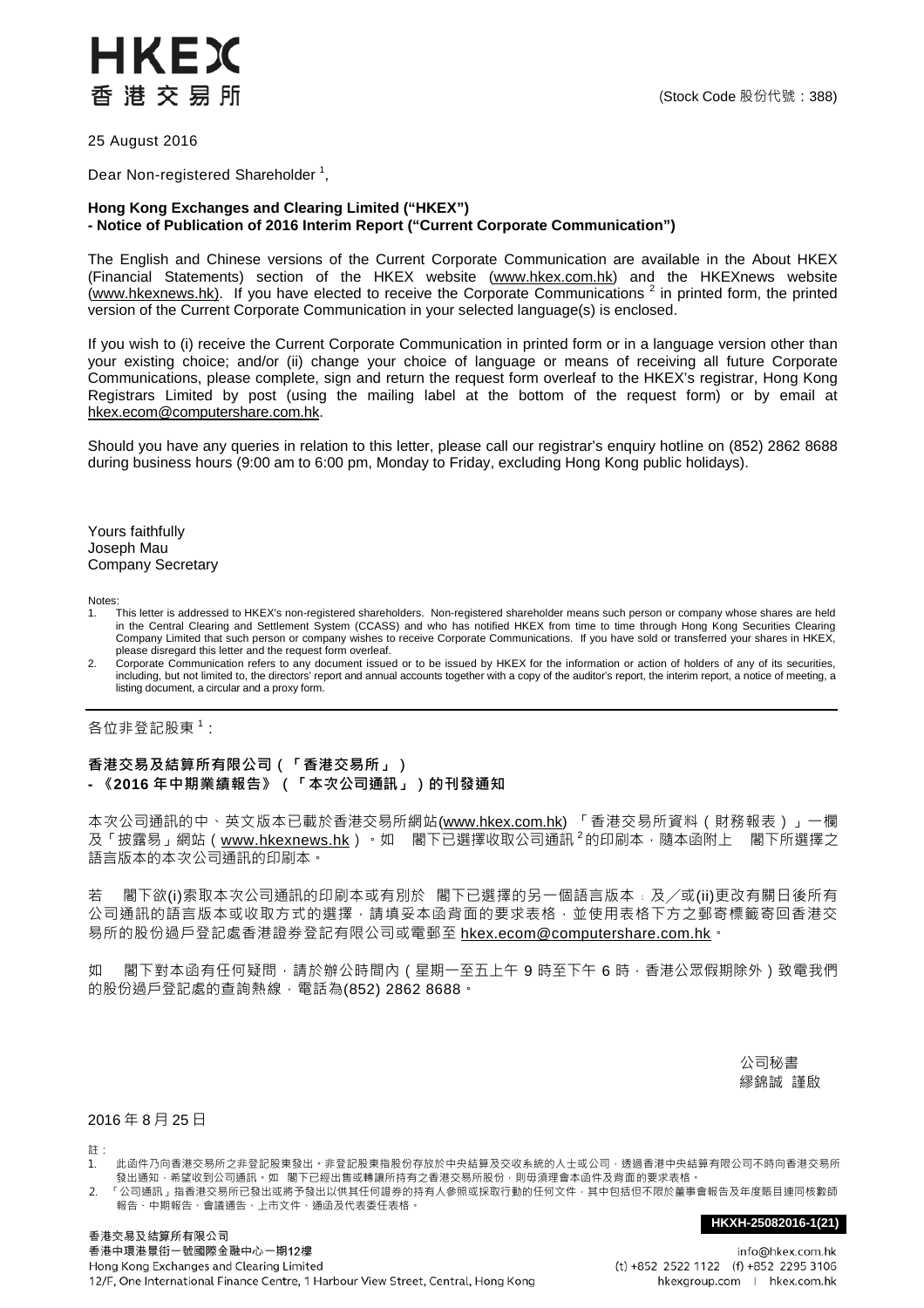HKEX
香港交易所

(Stock Code 股份代號：388)

25 August 2016

Dear Non-registered Shareholder [1],

**Hong Kong Exchanges and Clearing Limited ("HKEX")**
**- Notice of Publication of 2016 Interim Report ("Current Corporate Communication")**

The English and Chinese versions of the Current Corporate Communication are available in the About HKEX (Financial Statements) section of the HKEX website (www.hkex.com.hk) and the HKEXnews website (www.hkexnews.hk). If you have elected to receive the Corporate Communications [2] in printed form, the printed version of the Current Corporate Communication in your selected language(s) is enclosed.

If you wish to (i) receive the Current Corporate Communication in printed form or in a language version other than your existing choice; and/or (ii) change your choice of language or means of receiving all future Corporate Communications, please complete, sign and return the request form overleaf to the HKEX's registrar, Hong Kong Registrars Limited by post (using the mailing label at the bottom of the request form) or by email at hkex.ecom@computershare.com.hk.

Should you have any queries in relation to this letter, please call our registrar's enquiry hotline on (852) 2862 8688 during business hours (9:00 am to 6:00 pm, Monday to Friday, excluding Hong Kong public holidays).

Yours faithfully
Joseph Mau
Company Secretary

Notes:
1. This letter is addressed to HKEX's non-registered shareholders. Non-registered shareholder means such person or company whose shares are held in the Central Clearing and Settlement System (CCASS) and who has notified HKEX from time to time through Hong Kong Securities Clearing Company Limited that such person or company wishes to receive Corporate Communications. If you have sold or transferred your shares in HKEX, please disregard this letter and the request form overleaf.
2. Corporate Communication refers to any document issued or to be issued by HKEX for the information or action of holders of any of its securities, including, but not limited to, the directors' report and annual accounts together with a copy of the auditor's report, the interim report, a notice of meeting, a listing document, a circular and a proxy form.

---

各位非登記股東 [1]：

**香港交易及結算所有限公司（「香港交易所」）**
**-《2016 年中期業績報告》（「本次公司通訊」）的刊發通知**

本次公司通訊的中、英文版本已載於香港交易所網站(www.hkex.com.hk) 「香港交易所資料（財務報表）」一欄及「披露易」網站（www.hkexnews.hk）。如　閣下已選擇收取公司通訊 [2] 的印刷本，隨本函附上　閣下所選擇之語言版本的本次公司通訊的印刷本。

若　閣下欲(i)索取本次公司通訊的印刷本或有別於　閣下已選擇的另一個語言版本；及／或(ii)更改有關日後所有公司通訊的語言版本或收取方式的選擇，請填妥本函背面的要求表格，並使用表格下方之郵寄標籤寄回香港交易所的股份過戶登記處香港證券登記有限公司或電郵至 hkex.ecom@computershare.com.hk。

如　閣下對本函有任何疑問，請於辦公時間內（星期一至五上午 9 時至下午 6 時，香港公眾假期除外）致電我們的股份過戶登記處的查詢熱線，電話為(852) 2862 8688。

公司秘書
繆錦誠　謹啟

2016 年 8 月 25 日

註：
1. 此函件乃向香港交易所之非登記股東發出。非登記股東指股份存放於中央結算及交收系統的人士或公司，透過香港中央結算有限公司不時向香港交易所發出通知，希望收到公司通訊。如　閣下已經出售或轉讓所持有之香港交易所股份，則毋須理會本函件及背面的要求表格。
2. 「公司通訊」指香港交易所已發出或將予發出以供其任何證券的持有人參照或採取行動的任何文件，其中包括但不限於董事會報告及年度賬目連同核數師報告、中期報告、會議通告、上市文件、通函及代表委任表格。

HKXH-25082016-1(21)

香港交易及結算所有限公司
香港中環港景街一號國際金融中心一期12樓
Hong Kong Exchanges and Clearing Limited
12/F, One International Finance Centre, 1 Harbour View Street, Central, Hong Kong

info@hkex.com.hk
(t) +852 2522 1122　(f) +852 2295 3106
hkexgroup.com | hkex.com.hk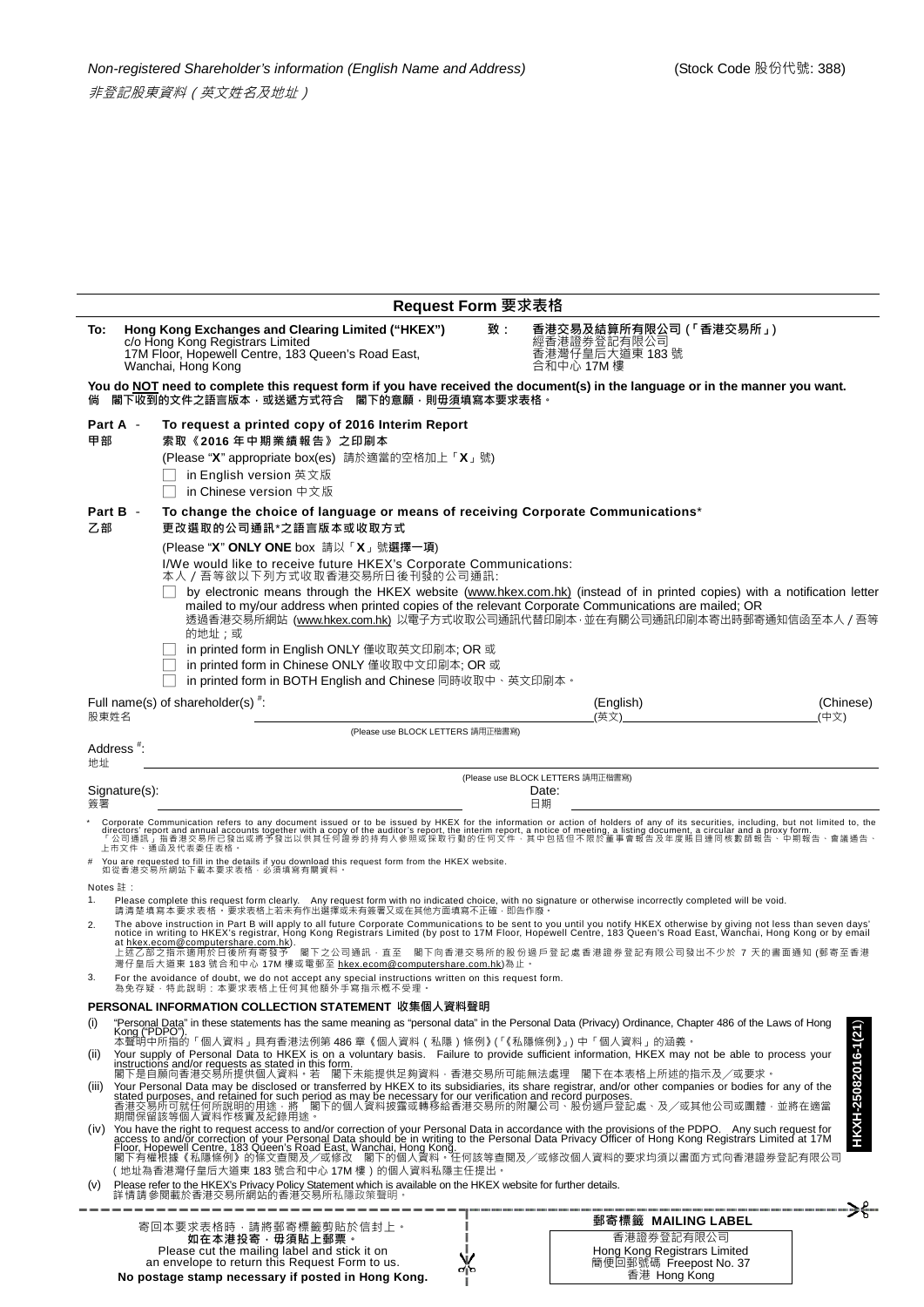*Non-registered Shareholder's information (English Name and Address)* (Stock Code 股份代號: 388)

*非登記股東資料（英文姓名及地址）*

## Request Form 要求表格

**To: Hong Kong Exchanges and Clearing Limited ("HKEX")**
c/o Hong Kong Registrars Limited
17M Floor, Hopewell Centre, 183 Queen's Road East,
Wanchai, Hong Kong

**致： 香港交易及結算所有限公司（「香港交易所」）**
經香港證券登記有限公司
香港灣仔皇后大道東 183 號
合和中心 17M 樓

**You do NOT need to complete this request form if you have received the document(s) in the language or in the manner you want.**
**倘 閣下收到的文件之語言版本，或送遞方式符合 閣下的意願，則毋須填寫本要求表格。**

**Part A - To request a printed copy of 2016 Interim Report**
**甲部 索取《2016 年中期業績報告》之印刷本**

(Please "**X**" appropriate box(es) 請於適當的空格加上「**X**」號)

☐ in English version 英文版
☐ in Chinese version 中文版

**Part B - To change the choice of language or means of receiving Corporate Communications\***
**乙部 更改選取的公司通訊\*之語言版本或收取方式**

(Please "**X**" **ONLY ONE** box 請以「**X**」號**選擇一項**)

I/We would like to receive future HKEX's Corporate Communications:
本人／吾等欲以下列方式收取香港交易所日後刊發的公司通訊：

☐ by electronic means through the HKEX website (www.hkex.com.hk) (instead of in printed copies) with a notification letter mailed to my/our address when printed copies of the relevant Corporate Communications are mailed; OR
透過香港交易所網站 (www.hkex.com.hk) 以電子方式收取公司通訊代替印刷本，並在有關公司通訊印刷本寄出時郵寄通知信函至本人／吾等的地址；或
☐ in printed form in English ONLY 僅收取英文印刷本; OR 或
☐ in printed form in Chinese ONLY 僅收取中文印刷本; OR 或
☐ in printed form in BOTH English and Chinese 同時收取中、英文印刷本。

Full name(s) of shareholder(s) [#]: ______________ (English) (英文) ______________ (Chinese) (中文)
股東姓名
(Please use BLOCK LETTERS 請用正楷書寫)

Address [#]: ______________
地址
(Please use BLOCK LETTERS 請用正楷書寫)

Signature(s): ______________ Date: ______________
簽署 日期

\* Corporate Communication refers to any document issued or to be issued by HKEX for the information or action of holders of any of its securities, including, but not limited to, the directors' report and annual accounts together with a copy of the auditor's report, the interim report, a notice of meeting, a listing document, a circular and a proxy form.
「公司通訊」指香港交易所已發出或將予發出以供其任何證券的持有人參照或採取行動的任何文件，其中包括但不限於董事會報告及年度賬目連同核數師報告、中期報告、會議通告、上市文件、通函及代表委任表格。

\# You are requested to fill in the details if you download this request form from the HKEX website.
如從香港交易所網站下載本要求表格，必須填寫有關資料。

Notes 註：

1. Please complete this request form clearly. Any request form with no indicated choice, with no signature or otherwise incorrectly completed will be void.
請清楚填寫本要求表格。要求表格上若未有作出選擇或未有簽署又或在其他方面填寫不正確，即告作廢。
2. The above instruction in Part B will apply to all future Corporate Communications to be sent to you until you notify HKEX otherwise by giving not less than seven days' notice in writing to HKEX's registrar, Hong Kong Registrars Limited (by post to 17M Floor, Hopewell Centre, 183 Queen's Road East, Wanchai, Hong Kong or by email at hkex.ecom@computershare.com.hk).
上述乙部之指示適用於日後所有寄發予 閣下之公司通訊，直至 閣下向香港交易所的股份過戶登記處香港證券登記有限公司發出不少於 7 天的書面通知 (郵寄至香港灣仔皇后大道東 183 號合和中心 17M 樓或電郵至 hkex.ecom@computershare.com.hk)為止。
3. For the avoidance of doubt, we do not accept any special instructions written on this request form.
為免存疑，特此說明：本要求表格上任何其他額外手寫指示概不受理。

### PERSONAL INFORMATION COLLECTION STATEMENT 收集個人資料聲明

(i) "Personal Data" in these statements has the same meaning as "personal data" in the Personal Data (Privacy) Ordinance, Chapter 486 of the Laws of Hong Kong ("PDPO").
本聲明中所指的「個人資料」具有香港法例第 486 章《個人資料（私隱）條例》(「《私隱條例》」) 中「個人資料」的涵義。

(ii) Your supply of Personal Data to HKEX is on a voluntary basis. Failure to provide sufficient information, HKEX may not be able to process your instructions and/or requests as stated in this form.
閣下是自願向香港交易所提供個人資料。若 閣下未能提供足夠資料，香港交易所可能無法處理 閣下在本表格上所述的指示及／或要求。

(iii) Your Personal Data may be disclosed or transferred by HKEX to its subsidiaries, its share registrar, and/or other companies or bodies for any of the stated purposes, and retained for such period as may be necessary for our verification and record purposes.
香港交易所可就任何所說明的用途，將 閣下的個人資料披露或轉移給香港交易所的附屬公司、股份過戶登記處、及／或其他公司或團體，並將在適當期間保留該等個人資料作核實及紀錄用途。

(iv) You have the right to request access to and/or correction of your Personal Data in accordance with the provisions of the PDPO. Any such request for access to and/or correction of your Personal Data should be in writing to the Personal Data Privacy Officer of Hong Kong Registrars Limited at 17M Floor, Hopewell Centre, 183 Queen's Road East, Wanchai, Hong Kong.
閣下有權根據《私隱條例》的條文查閱及／或修改 閣下的個人資料，任何該等查閱及／或修改個人資料的要求均須以書面方式向香港證券登記有限公司（地址為香港灣仔皇后大道東 183 號合和中心 17M 樓）的個人資料私隱主任提出。

(v) Please refer to the HKEX's Privacy Policy Statement which is available on the HKEX website for further details.
詳情請參閱載於香港交易所網站的香港交易所私隱政策聲明。

HKXH-25082016-1(21)

寄回本要求表格時，請將郵寄標籤剪貼於信封上。
**如在本港投寄，毋須貼上郵票。**
Please cut the mailing label and stick it on an envelope to return this Request Form to us.
**No postage stamp necessary if posted in Hong Kong.**

**郵寄標籤 MAILING LABEL**
香港證券登記有限公司
Hong Kong Registrars Limited
簡便回郵號碼 Freepost No. 37
香港 Hong Kong